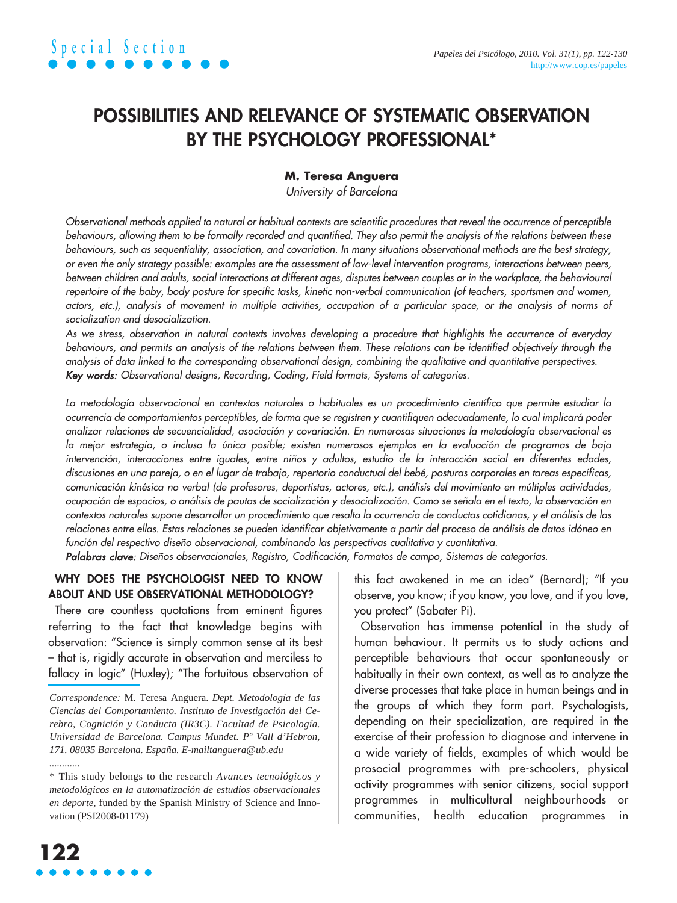Special Section

# POSSIBILITIES AND RELEVANCE OF SYSTEMATIC OBSERVATION BY THE PSYCHOLOGY PROFESSIONAL*

**M. Teresa Anguera**
*University of Barcelona*

*Observational methods applied to natural or habitual contexts are scientific procedures that reveal the occurrence of perceptible behaviours, allowing them to be formally recorded and quantified. They also permit the analysis of the relations between these behaviours, such as sequentiality, association, and covariation. In many situations observational methods are the best strategy, or even the only strategy possible: examples are the assessment of low-level intervention programs, interactions between peers, between children and adults, social interactions at different ages, disputes between couples or in the workplace, the behavioural repertoire of the baby, body posture for specific tasks, kinetic non-verbal communication (of teachers, sportsmen and women, actors, etc.), analysis of movement in multiple activities, occupation of a particular space, or the analysis of norms of socialization and desocialization.*

*As we stress, observation in natural contexts involves developing a procedure that highlights the occurrence of everyday behaviours, and permits an analysis of the relations between them. These relations can be identified objectively through the analysis of data linked to the corresponding observational design, combining the qualitative and quantitative perspectives.*

***Key words:*** *Observational designs, Recording, Coding, Field formats, Systems of categories.*

*La metodología observacional en contextos naturales o habituales es un procedimiento científico que permite estudiar la ocurrencia de comportamientos perceptibles, de forma que se registren y cuantifiquen adecuadamente, lo cual implicará poder analizar relaciones de secuencialidad, asociación y covariación. En numerosas situaciones la metodología observacional es la mejor estrategia, o incluso la única posible; existen numerosos ejemplos en la evaluación de programas de baja intervención, interacciones entre iguales, entre niños y adultos, estudio de la interacción social en diferentes edades, discusiones en una pareja, o en el lugar de trabajo, repertorio conductual del bebé, posturas corporales en tareas específicas, comunicación kinésica no verbal (de profesores, deportistas, actores, etc.), análisis del movimiento en múltiples actividades, ocupación de espacios, o análisis de pautas de socialización y desocialización. Como se señala en el texto, la observación en contextos naturales supone desarrollar un procedimiento que resalta la ocurrencia de conductas cotidianas, y el análisis de las relaciones entre ellas. Estas relaciones se pueden identificar objetivamente a partir del proceso de análisis de datos idóneo en función del respectivo diseño observacional, combinando las perspectivas cualitativa y cuantitativa.*

***Palabras clave:*** *Diseños observacionales, Registro, Codificación, Formatos de campo, Sistemas de categorías.*

## WHY DOES THE PSYCHOLOGIST NEED TO KNOW ABOUT AND USE OBSERVATIONAL METHODOLOGY?

There are countless quotations from eminent figures referring to the fact that knowledge begins with observation: "Science is simply common sense at its best – that is, rigidly accurate in observation and merciless to fallacy in logic" (Huxley); "The fortuitous observation of this fact awakened in me an idea" (Bernard); "If you observe, you know; if you know, you love, and if you love, you protect" (Sabater Pi).

Observation has immense potential in the study of human behaviour. It permits us to study actions and perceptible behaviours that occur spontaneously or habitually in their own context, as well as to analyze the diverse processes that take place in human beings and in the groups of which they form part. Psychologists, depending on their specialization, are required in the exercise of their profession to diagnose and intervene in a wide variety of fields, examples of which would be prosocial programmes with pre-schoolers, physical activity programmes with senior citizens, social support programmes in multicultural neighbourhoods or communities, health education programmes in

*Correspondence:* M. Teresa Anguera. *Dept. Metodología de las Ciencias del Comportamiento. Instituto de Investigación del Cerebro, Cognición y Conducta (IR3C). Facultad de Psicología. Universidad de Barcelona. Campus Mundet. Pº Vall d'Hebron, 171. 08035 Barcelona. España. E-mailtanguera@ub.edu*

............

\* This study belongs to the research *Avances tecnológicos y metodológicos en la automatización de estudios observacionales en deporte*, funded by the Spanish Ministry of Science and Innovation (PSI2008-01179)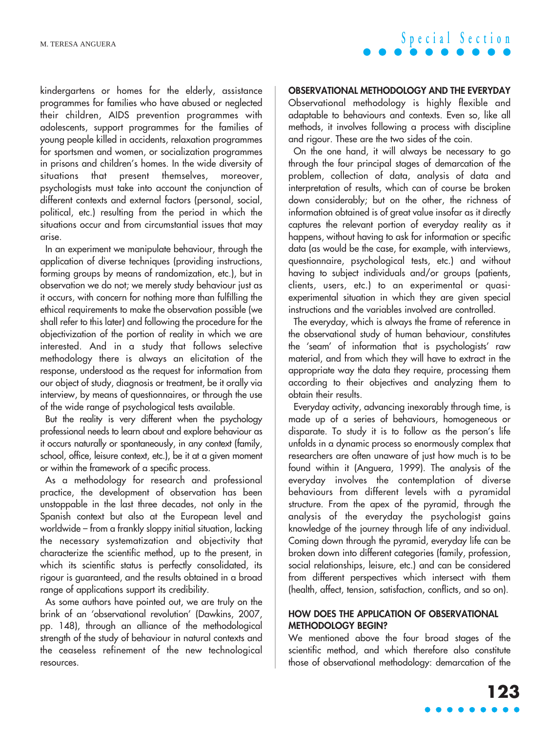kindergartens or homes for the elderly, assistance programmes for families who have abused or neglected their children, AIDS prevention programmes with adolescents, support programmes for the families of young people killed in accidents, relaxation programmes for sportsmen and women, or socialization programmes in prisons and children's homes. In the wide diversity of situations that present themselves, moreover, psychologists must take into account the conjunction of different contexts and external factors (personal, social, political, etc.) resulting from the period in which the situations occur and from circumstantial issues that may arise.

In an experiment we manipulate behaviour, through the application of diverse techniques (providing instructions, forming groups by means of randomization, etc.), but in observation we do not; we merely study behaviour just as it occurs, with concern for nothing more than fulfilling the ethical requirements to make the observation possible (we shall refer to this later) and following the procedure for the objectivization of the portion of reality in which we are interested. And in a study that follows selective methodology there is always an elicitation of the response, understood as the request for information from our object of study, diagnosis or treatment, be it orally via interview, by means of questionnaires, or through the use of the wide range of psychological tests available.

But the reality is very different when the psychology professional needs to learn about and explore behaviour as it occurs naturally or spontaneously, in any context (family, school, office, leisure context, etc.), be it at a given moment or within the framework of a specific process.

As a methodology for research and professional practice, the development of observation has been unstoppable in the last three decades, not only in the Spanish context but also at the European level and worldwide – from a frankly sloppy initial situation, lacking the necessary systematization and objectivity that characterize the scientific method, up to the present, in which its scientific status is perfectly consolidated, its rigour is guaranteed, and the results obtained in a broad range of applications support its credibility.

As some authors have pointed out, we are truly on the brink of an 'observational revolution' (Dawkins, 2007, pp. 148), through an alliance of the methodological strength of the study of behaviour in natural contexts and the ceaseless refinement of the new technological resources.

## OBSERVATIONAL METHODOLOGY AND THE EVERYDAY

Observational methodology is highly flexible and adaptable to behaviours and contexts. Even so, like all methods, it involves following a process with discipline and rigour. These are the two sides of the coin.

On the one hand, it will always be necessary to go through the four principal stages of demarcation of the problem, collection of data, analysis of data and interpretation of results, which can of course be broken down considerably; but on the other, the richness of information obtained is of great value insofar as it directly captures the relevant portion of everyday reality as it happens, without having to ask for information or specific data (as would be the case, for example, with interviews, questionnaire, psychological tests, etc.) and without having to subject individuals and/or groups (patients, clients, users, etc.) to an experimental or quasi-experimental situation in which they are given special instructions and the variables involved are controlled.

The everyday, which is always the frame of reference in the observational study of human behaviour, constitutes the 'seam' of information that is psychologists' raw material, and from which they will have to extract in the appropriate way the data they require, processing them according to their objectives and analyzing them to obtain their results.

Everyday activity, advancing inexorably through time, is made up of a series of behaviours, homogeneous or disparate. To study it is to follow as the person's life unfolds in a dynamic process so enormously complex that researchers are often unaware of just how much is to be found within it (Anguera, 1999). The analysis of the everyday involves the contemplation of diverse behaviours from different levels with a pyramidal structure. From the apex of the pyramid, through the analysis of the everyday the psychologist gains knowledge of the journey through life of any individual. Coming down through the pyramid, everyday life can be broken down into different categories (family, profession, social relationships, leisure, etc.) and can be considered from different perspectives which intersect with them (health, affect, tension, satisfaction, conflicts, and so on).

## HOW DOES THE APPLICATION OF OBSERVATIONAL METHODOLOGY BEGIN?

We mentioned above the four broad stages of the scientific method, and which therefore also constitute those of observational methodology: demarcation of the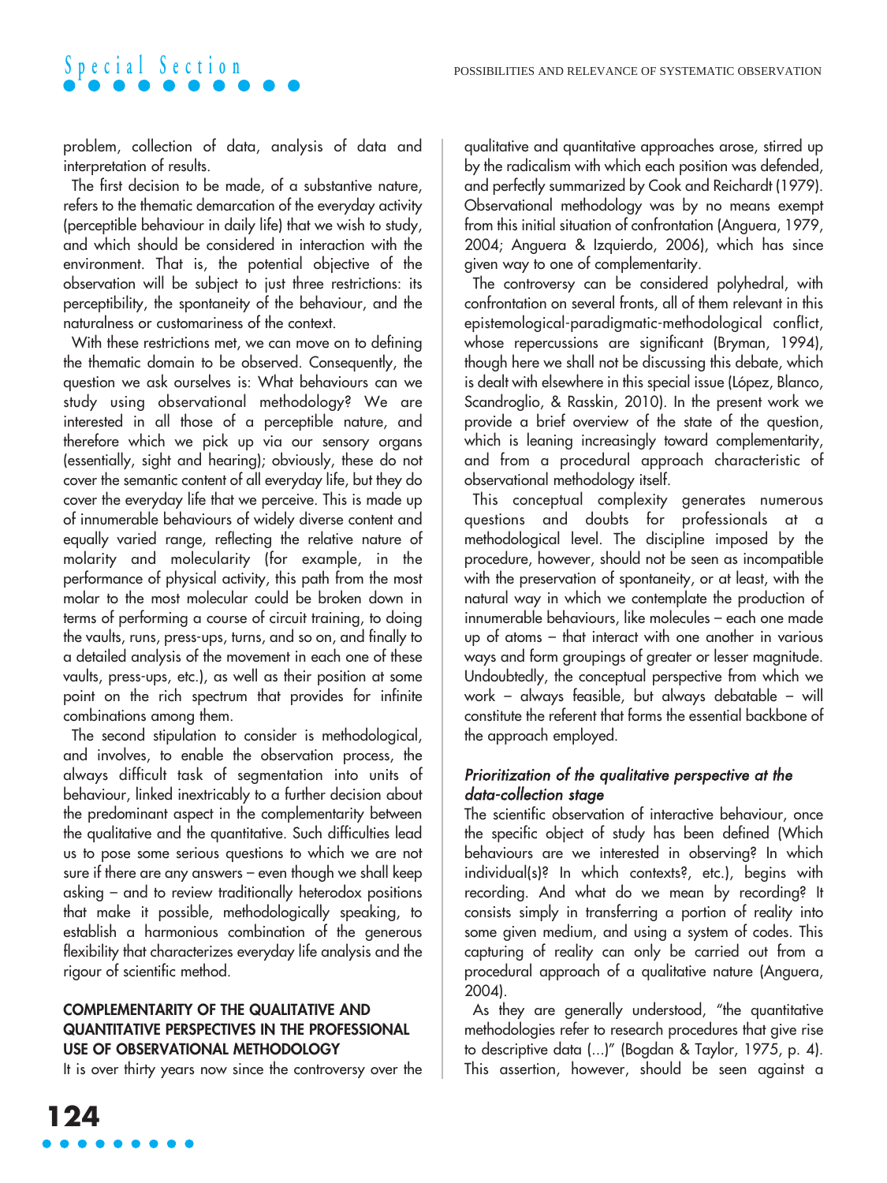problem, collection of data, analysis of data and interpretation of results.

The first decision to be made, of a substantive nature, refers to the thematic demarcation of the everyday activity (perceptible behaviour in daily life) that we wish to study, and which should be considered in interaction with the environment. That is, the potential objective of the observation will be subject to just three restrictions: its perceptibility, the spontaneity of the behaviour, and the naturalness or customariness of the context.

With these restrictions met, we can move on to defining the thematic domain to be observed. Consequently, the question we ask ourselves is: What behaviours can we study using observational methodology? We are interested in all those of a perceptible nature, and therefore which we pick up via our sensory organs (essentially, sight and hearing); obviously, these do not cover the semantic content of all everyday life, but they do cover the everyday life that we perceive. This is made up of innumerable behaviours of widely diverse content and equally varied range, reflecting the relative nature of molarity and molecularity (for example, in the performance of physical activity, this path from the most molar to the most molecular could be broken down in terms of performing a course of circuit training, to doing the vaults, runs, press-ups, turns, and so on, and finally to a detailed analysis of the movement in each one of these vaults, press-ups, etc.), as well as their position at some point on the rich spectrum that provides for infinite combinations among them.

The second stipulation to consider is methodological, and involves, to enable the observation process, the always difficult task of segmentation into units of behaviour, linked inextricably to a further decision about the predominant aspect in the complementarity between the qualitative and the quantitative. Such difficulties lead us to pose some serious questions to which we are not sure if there are any answers – even though we shall keep asking – and to review traditionally heterodox positions that make it possible, methodologically speaking, to establish a harmonious combination of the generous flexibility that characterizes everyday life analysis and the rigour of scientific method.

## COMPLEMENTARITY OF THE QUALITATIVE AND QUANTITATIVE PERSPECTIVES IN THE PROFESSIONAL USE OF OBSERVATIONAL METHODOLOGY

It is over thirty years now since the controversy over the qualitative and quantitative approaches arose, stirred up by the radicalism with which each position was defended, and perfectly summarized by Cook and Reichardt (1979). Observational methodology was by no means exempt from this initial situation of confrontation (Anguera, 1979, 2004; Anguera & Izquierdo, 2006), which has since given way to one of complementarity.

The controversy can be considered polyhedral, with confrontation on several fronts, all of them relevant in this epistemological-paradigmatic-methodological conflict, whose repercussions are significant (Bryman, 1994), though here we shall not be discussing this debate, which is dealt with elsewhere in this special issue (López, Blanco, Scandroglio, & Rasskin, 2010). In the present work we provide a brief overview of the state of the question, which is leaning increasingly toward complementarity, and from a procedural approach characteristic of observational methodology itself.

This conceptual complexity generates numerous questions and doubts for professionals at a methodological level. The discipline imposed by the procedure, however, should not be seen as incompatible with the preservation of spontaneity, or at least, with the natural way in which we contemplate the production of innumerable behaviours, like molecules – each one made up of atoms – that interact with one another in various ways and form groupings of greater or lesser magnitude. Undoubtedly, the conceptual perspective from which we work – always feasible, but always debatable – will constitute the referent that forms the essential backbone of the approach employed.

### *Prioritization of the qualitative perspective at the data-collection stage*

The scientific observation of interactive behaviour, once the specific object of study has been defined (Which behaviours are we interested in observing? In which individual(s)? In which contexts?, etc.), begins with recording. And what do we mean by recording? It consists simply in transferring a portion of reality into some given medium, and using a system of codes. This capturing of reality can only be carried out from a procedural approach of a qualitative nature (Anguera, 2004).

As they are generally understood, "the quantitative methodologies refer to research procedures that give rise to descriptive data (...)" (Bogdan & Taylor, 1975, p. 4). This assertion, however, should be seen against a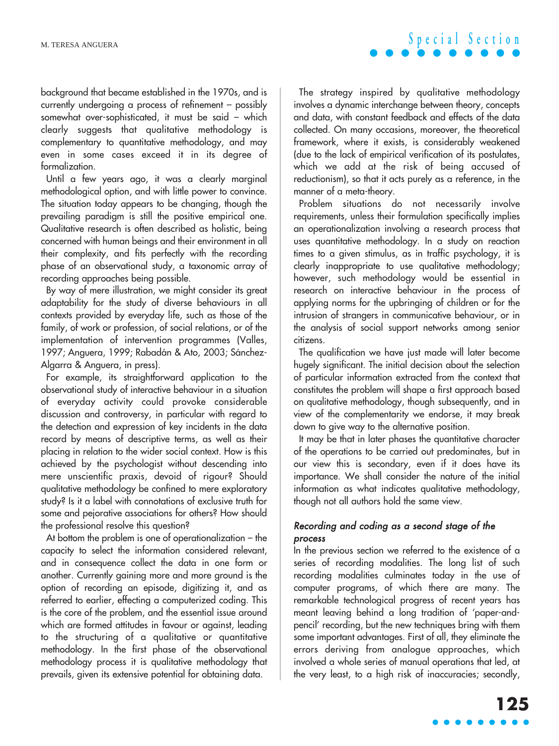background that became established in the 1970s, and is currently undergoing a process of refinement – possibly somewhat over-sophisticated, it must be said – which clearly suggests that qualitative methodology is complementary to quantitative methodology, and may even in some cases exceed it in its degree of formalization.

Until a few years ago, it was a clearly marginal methodological option, and with little power to convince. The situation today appears to be changing, though the prevailing paradigm is still the positive empirical one. Qualitative research is often described as holistic, being concerned with human beings and their environment in all their complexity, and fits perfectly with the recording phase of an observational study, a taxonomic array of recording approaches being possible.

By way of mere illustration, we might consider its great adaptability for the study of diverse behaviours in all contexts provided by everyday life, such as those of the family, of work or profession, of social relations, or of the implementation of intervention programmes (Valles, 1997; Anguera, 1999; Rabadán & Ato, 2003; Sánchez-Algarra & Anguera, in press).

For example, its straightforward application to the observational study of interactive behaviour in a situation of everyday activity could provoke considerable discussion and controversy, in particular with regard to the detection and expression of key incidents in the data record by means of descriptive terms, as well as their placing in relation to the wider social context. How is this achieved by the psychologist without descending into mere unscientific praxis, devoid of rigour? Should qualitative methodology be confined to mere exploratory study? Is it a label with connotations of exclusive truth for some and pejorative associations for others? How should the professional resolve this question?

At bottom the problem is one of operationalization – the capacity to select the information considered relevant, and in consequence collect the data in one form or another. Currently gaining more and more ground is the option of recording an episode, digitizing it, and as referred to earlier, effecting a computerized coding. This is the core of the problem, and the essential issue around which are formed attitudes in favour or against, leading to the structuring of a qualitative or quantitative methodology. In the first phase of the observational methodology process it is qualitative methodology that prevails, given its extensive potential for obtaining data.

The strategy inspired by qualitative methodology involves a dynamic interchange between theory, concepts and data, with constant feedback and effects of the data collected. On many occasions, moreover, the theoretical framework, where it exists, is considerably weakened (due to the lack of empirical verification of its postulates, which we add at the risk of being accused of reductionism), so that it acts purely as a reference, in the manner of a meta-theory.

Problem situations do not necessarily involve requirements, unless their formulation specifically implies an operationalization involving a research process that uses quantitative methodology. In a study on reaction times to a given stimulus, as in traffic psychology, it is clearly inappropriate to use qualitative methodology; however, such methodology would be essential in research on interactive behaviour in the process of applying norms for the upbringing of children or for the intrusion of strangers in communicative behaviour, or in the analysis of social support networks among senior citizens.

The qualification we have just made will later become hugely significant. The initial decision about the selection of particular information extracted from the context that constitutes the problem will shape a first approach based on qualitative methodology, though subsequently, and in view of the complementarity we endorse, it may break down to give way to the alternative position.

It may be that in later phases the quantitative character of the operations to be carried out predominates, but in our view this is secondary, even if it does have its importance. We shall consider the nature of the initial information as what indicates qualitative methodology, though not all authors hold the same view.

### *Recording and coding as a second stage of the process*

In the previous section we referred to the existence of a series of recording modalities. The long list of such recording modalities culminates today in the use of computer programs, of which there are many. The remarkable technological progress of recent years has meant leaving behind a long tradition of 'paper-and-pencil' recording, but the new techniques bring with them some important advantages. First of all, they eliminate the errors deriving from analogue approaches, which involved a whole series of manual operations that led, at the very least, to a high risk of inaccuracies; secondly,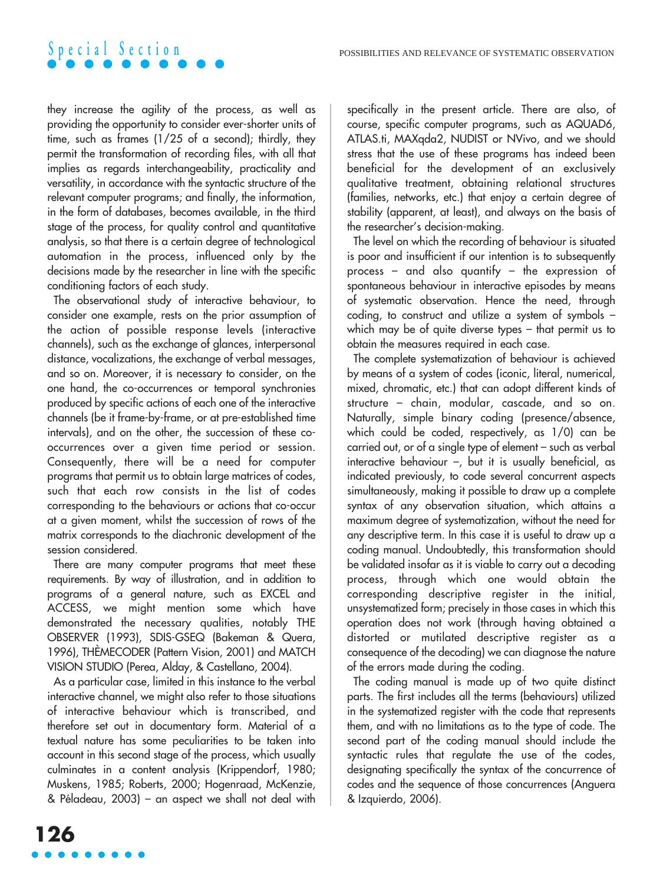they increase the agility of the process, as well as providing the opportunity to consider ever-shorter units of time, such as frames (1/25 of a second); thirdly, they permit the transformation of recording files, with all that implies as regards interchangeability, practicality and versatility, in accordance with the syntactic structure of the relevant computer programs; and finally, the information, in the form of databases, becomes available, in the third stage of the process, for quality control and quantitative analysis, so that there is a certain degree of technological automation in the process, influenced only by the decisions made by the researcher in line with the specific conditioning factors of each study.

The observational study of interactive behaviour, to consider one example, rests on the prior assumption of the action of possible response levels (interactive channels), such as the exchange of glances, interpersonal distance, vocalizations, the exchange of verbal messages, and so on. Moreover, it is necessary to consider, on the one hand, the co-occurrences or temporal synchronies produced by specific actions of each one of the interactive channels (be it frame-by-frame, or at pre-established time intervals), and on the other, the succession of these co-occurrences over a given time period or session. Consequently, there will be a need for computer programs that permit us to obtain large matrices of codes, such that each row consists in the list of codes corresponding to the behaviours or actions that co-occur at a given moment, whilst the succession of rows of the matrix corresponds to the diachronic development of the session considered.

There are many computer programs that meet these requirements. By way of illustration, and in addition to programs of a general nature, such as EXCEL and ACCESS, we might mention some which have demonstrated the necessary qualities, notably THE OBSERVER (1993), SDIS-GSEQ (Bakeman & Quera, 1996), THÈMECODER (Pattern Vision, 2001) and MATCH VISION STUDIO (Perea, Alday, & Castellano, 2004).

As a particular case, limited in this instance to the verbal interactive channel, we might also refer to those situations of interactive behaviour which is transcribed, and therefore set out in documentary form. Material of a textual nature has some peculiarities to be taken into account in this second stage of the process, which usually culminates in a content analysis (Krippendorf, 1980; Muskens, 1985; Roberts, 2000; Hogenraad, McKenzie, & Péladeau, 2003) – an aspect we shall not deal with specifically in the present article. There are also, of course, specific computer programs, such as AQUAD6, ATLAS.ti, MAXqda2, NUDIST or NVivo, and we should stress that the use of these programs has indeed been beneficial for the development of an exclusively qualitative treatment, obtaining relational structures (families, networks, etc.) that enjoy a certain degree of stability (apparent, at least), and always on the basis of the researcher's decision-making.

The level on which the recording of behaviour is situated is poor and insufficient if our intention is to subsequently process – and also quantify – the expression of spontaneous behaviour in interactive episodes by means of systematic observation. Hence the need, through coding, to construct and utilize a system of symbols – which may be of quite diverse types – that permit us to obtain the measures required in each case.

The complete systematization of behaviour is achieved by means of a system of codes (iconic, literal, numerical, mixed, chromatic, etc.) that can adopt different kinds of structure – chain, modular, cascade, and so on. Naturally, simple binary coding (presence/absence, which could be coded, respectively, as 1/0) can be carried out, or of a single type of element – such as verbal interactive behaviour –, but it is usually beneficial, as indicated previously, to code several concurrent aspects simultaneously, making it possible to draw up a complete syntax of any observation situation, which attains a maximum degree of systematization, without the need for any descriptive term. In this case it is useful to draw up a coding manual. Undoubtedly, this transformation should be validated insofar as it is viable to carry out a decoding process, through which one would obtain the corresponding descriptive register in the initial, unsystematized form; precisely in those cases in which this operation does not work (through having obtained a distorted or mutilated descriptive register as a consequence of the decoding) we can diagnose the nature of the errors made during the coding.

The coding manual is made up of two quite distinct parts. The first includes all the terms (behaviours) utilized in the systematized register with the code that represents them, and with no limitations as to the type of code. The second part of the coding manual should include the syntactic rules that regulate the use of the codes, designating specifically the syntax of the concurrence of codes and the sequence of those concurrences (Anguera & Izquierdo, 2006).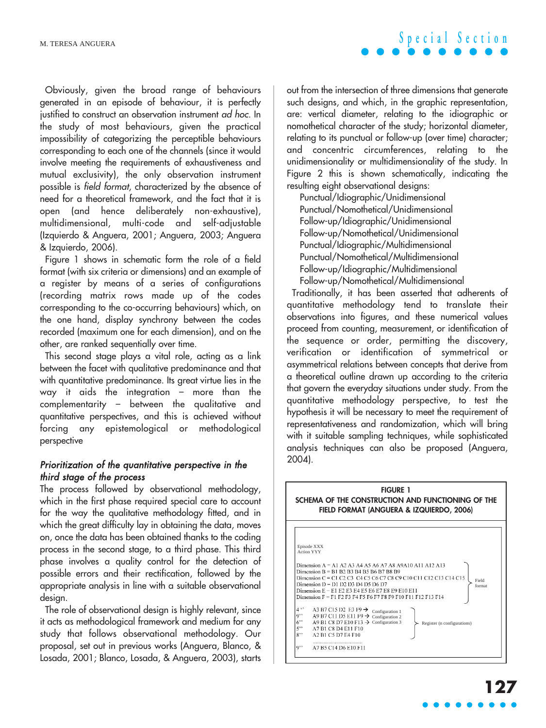Obviously, given the broad range of behaviours generated in an episode of behaviour, it is perfectly justified to construct an observation instrument *ad hoc*. In the study of most behaviours, given the practical impossibility of categorizing the perceptible behaviours corresponding to each one of the channels (since it would involve meeting the requirements of exhaustiveness and mutual exclusivity), the only observation instrument possible is *field format*, characterized by the absence of need for a theoretical framework, and the fact that it is open (and hence deliberately non-exhaustive), multidimensional, multi-code and self-adjustable (Izquierdo & Anguera, 2001; Anguera, 2003; Anguera & Izquierdo, 2006).

Figure 1 shows in schematic form the role of a field format (with six criteria or dimensions) and an example of a register by means of a series of configurations (recording matrix rows made up of the codes corresponding to the co-occurring behaviours) which, on the one hand, display synchrony between the codes recorded (maximum one for each dimension), and on the other, are ranked sequentially over time.

This second stage plays a vital role, acting as a link between the facet with qualitative predominance and that with quantitative predominance. Its great virtue lies in the way it aids the integration – more than the complementarity – between the qualitative and quantitative perspectives, and this is achieved without forcing any epistemological or methodological perspective

### *Prioritization of the quantitative perspective in the third stage of the process*

The process followed by observational methodology, which in the first phase required special care to account for the way the qualitative methodology fitted, and in which the great difficulty lay in obtaining the data, moves on, once the data has been obtained thanks to the coding process in the second stage, to a third phase. This third phase involves a quality control for the detection of possible errors and their rectification, followed by the appropriate analysis in line with a suitable observational design.

The role of observational design is highly relevant, since it acts as methodological framework and medium for any study that follows observational methodology. Our proposal, set out in previous works (Anguera, Blanco, & Losada, 2001; Blanco, Losada, & Anguera, 2003), starts out from the intersection of three dimensions that generate such designs, and which, in the graphic representation, are: vertical diameter, relating to the idiographic or nomothetical character of the study; horizontal diameter, relating to its punctual or follow-up (over time) character; and concentric circumferences, relating to the unidimensionality or multidimensionality of the study. In Figure 2 this is shown schematically, indicating the resulting eight observational designs:

- Punctual/Idiographic/Unidimensional
- Punctual/Nomothetical/Unidimensional
- Follow-up/Idiographic/Unidimensional
- Follow-up/Nomothetical/Unidimensional
- Punctual/Idiographic/Multidimensional
- Punctual/Nomothetical/Multidimensional
- Follow-up/Idiographic/Multidimensional
- Follow-up/Nomothetical/Multidimensional

Traditionally, it has been asserted that adherents of quantitative methodology tend to translate their observations into figures, and these numerical values proceed from counting, measurement, or identification of the sequence or order, permitting the discovery, verification or identification of symmetrical or asymmetrical relations between concepts that derive from a theoretical outline drawn up according to the criteria that govern the everyday situations under study. From the quantitative methodology perspective, to test the hypothesis it will be necessary to meet the requirement of representativeness and randomization, which will bring with it suitable sampling techniques, while sophisticated analysis techniques can also be proposed (Anguera, 2004).

**FIGURE 1**
**SCHEMA OF THE CONSTRUCTION AND FUNCTIONING OF THE FIELD FORMAT (ANGUERA & IZQUIERDO, 2006)**

```
Episode XXX
Action YYY

Dimension A = A1 A2 A3 A4 A5 A6 A7 A8 A9A10 A11 A12 A13            }
Dimension B = B1 B2 B3 B4 B5 B6 B7 B8 B9                            }
Dimension C = C1 C2 C3 C4 C5 C6 C7 C8 C9 C10 C11 C12 C13 C14 C15    }  Field
Dimension D = D1 D2 D3 D4 D5 D6 D7                                  }  format
Dimension E = E1 E2 E3 E4 E5 E6 E7 E8 E9 E10 E11                    }
Dimension F = F1 F2 F3 F4 F5 F6 F7 F8 F9 F10 F11 F12 F13 F14        }

4''   A3 B7 C15 D2 E3 F9 → Configuration 1     }
9''   A9 B7 C11 D5 E11 F9 → Configuration 2    }
6''   A9 B1 C8 D7 E10 F13 → Configuration 3    }  Register (n configurations)
5''   A7 B1 C8 D4 E11 F10                      }
8''   A2 B1 C5 D7 E4 F10                       }
      ....................................
9''   A7 B5 C14 D6 E10 F11
```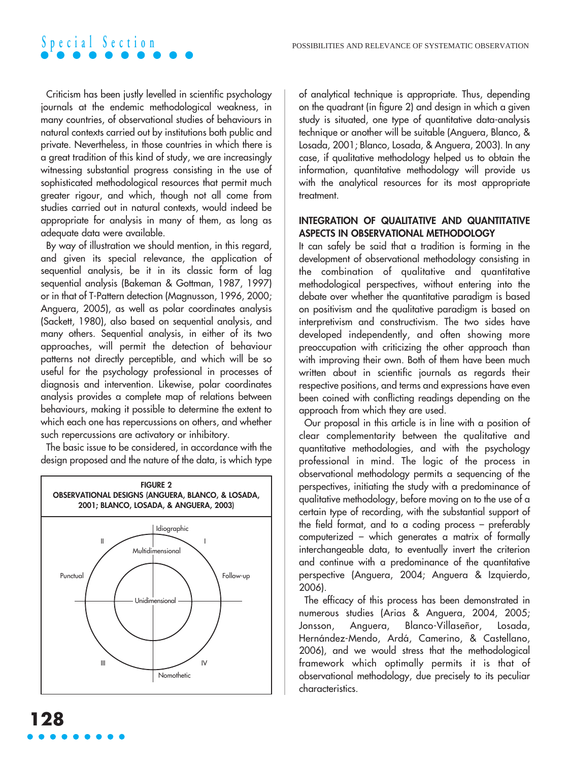Criticism has been justly levelled in scientific psychology journals at the endemic methodological weakness, in many countries, of observational studies of behaviours in natural contexts carried out by institutions both public and private. Nevertheless, in those countries in which there is a great tradition of this kind of study, we are increasingly witnessing substantial progress consisting in the use of sophisticated methodological resources that permit much greater rigour, and which, though not all come from studies carried out in natural contexts, would indeed be appropriate for analysis in many of them, as long as adequate data were available.

By way of illustration we should mention, in this regard, and given its special relevance, the application of sequential analysis, be it in its classic form of lag sequential analysis (Bakeman & Gottman, 1987, 1997) or in that of T-Pattern detection (Magnusson, 1996, 2000; Anguera, 2005), as well as polar coordinates analysis (Sackett, 1980), also based on sequential analysis, and many others. Sequential analysis, in either of its two approaches, will permit the detection of behaviour patterns not directly perceptible, and which will be so useful for the psychology professional in processes of diagnosis and intervention. Likewise, polar coordinates analysis provides a complete map of relations between behaviours, making it possible to determine the extent to which each one has repercussions on others, and whether such repercussions are activatory or inhibitory.

The basic issue to be considered, in accordance with the design proposed and the nature of the data, is which type of analytical technique is appropriate. Thus, depending on the quadrant (in figure 2) and design in which a given study is situated, one type of quantitative data-analysis technique or another will be suitable (Anguera, Blanco, & Losada, 2001; Blanco, Losada, & Anguera, 2003). In any case, if qualitative methodology helped us to obtain the information, quantitative methodology will provide us with the analytical resources for its most appropriate treatment.

**FIGURE 2**
**OBSERVATIONAL DESIGNS (ANGUERA, BLANCO, & LOSADA, 2001; BLANCO, LOSADA, & ANGUERA, 2003)**

Idiographic; Nomothetic; Punctual; Follow-up; Multidimensional; Unidimensional; Quadrants I, II, III, IV

## INTEGRATION OF QUALITATIVE AND QUANTITATIVE ASPECTS IN OBSERVATIONAL METHODOLOGY

It can safely be said that a tradition is forming in the development of observational methodology consisting in the combination of qualitative and quantitative methodological perspectives, without entering into the debate over whether the quantitative paradigm is based on positivism and the qualitative paradigm is based on interpretivism and constructivism. The two sides have developed independently, and often showing more preoccupation with criticizing the other approach than with improving their own. Both of them have been much written about in scientific journals as regards their respective positions, and terms and expressions have even been coined with conflicting readings depending on the approach from which they are used.

Our proposal in this article is in line with a position of clear complementarity between the qualitative and quantitative methodologies, and with the psychology professional in mind. The logic of the process in observational methodology permits a sequencing of the perspectives, initiating the study with a predominance of qualitative methodology, before moving on to the use of a certain type of recording, with the substantial support of the field format, and to a coding process – preferably computerized – which generates a matrix of formally interchangeable data, to eventually invert the criterion and continue with a predominance of the quantitative perspective (Anguera, 2004; Anguera & Izquierdo, 2006).

The efficacy of this process has been demonstrated in numerous studies (Arias & Anguera, 2004, 2005; Jonsson, Anguera, Blanco-Villaseñor, Losada, Hernández-Mendo, Ardá, Camerino, & Castellano, 2006), and we would stress that the methodological framework which optimally permits it is that of observational methodology, due precisely to its peculiar characteristics.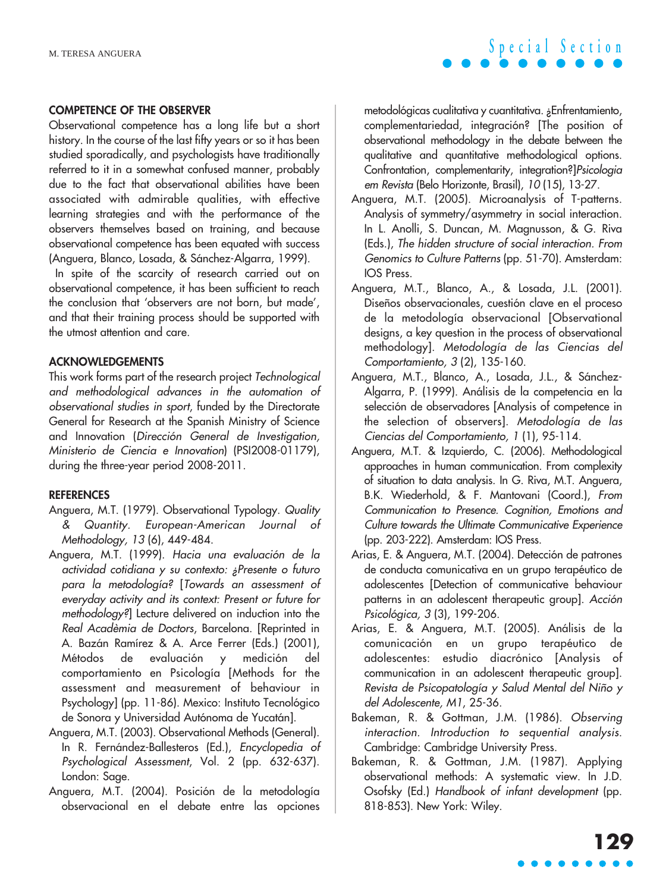## COMPETENCE OF THE OBSERVER

Observational competence has a long life but a short history. In the course of the last fifty years or so it has been studied sporadically, and psychologists have traditionally referred to it in a somewhat confused manner, probably due to the fact that observational abilities have been associated with admirable qualities, with effective learning strategies and with the performance of the observers themselves based on training, and because observational competence has been equated with success (Anguera, Blanco, Losada, & Sánchez-Algarra, 1999).

In spite of the scarcity of research carried out on observational competence, it has been sufficient to reach the conclusion that 'observers are not born, but made', and that their training process should be supported with the utmost attention and care.

## ACKNOWLEDGEMENTS

This work forms part of the research project *Technological and methodological advances in the automation of observational studies in sport*, funded by the Directorate General for Research at the Spanish Ministry of Science and Innovation (*Dirección General de Investigation, Ministerio de Ciencia e Innovation*) (PSI2008-01179), during the three-year period 2008-2011.

## REFERENCES

Anguera, M.T. (1979). Observational Typology. *Quality & Quantity. European-American Journal of Methodology, 13* (6), 449-484.

Anguera, M.T. (1999). *Hacia una evaluación de la actividad cotidiana y su contexto: ¿Presente o futuro para la metodología?* [*Towards an assessment of everyday activity and its context: Present or future for methodology?*] Lecture delivered on induction into the *Real Acadèmia de Doctors*, Barcelona. [Reprinted in A. Bazán Ramírez & A. Arce Ferrer (Eds.) (2001), Métodos de evaluación y medición del comportamiento en Psicología [Methods for the assessment and measurement of behaviour in Psychology] (pp. 11-86). Mexico: Instituto Tecnológico de Sonora y Universidad Autónoma de Yucatán].

Anguera, M.T. (2003). Observational Methods (General). In R. Fernández-Ballesteros (Ed.), *Encyclopedia of Psychological Assessment*, Vol. 2 (pp. 632-637). London: Sage.

Anguera, M.T. (2004). Posición de la metodología observacional en el debate entre las opciones metodológicas cualitativa y cuantitativa. ¿Enfrentamiento, complementariedad, integración? [The position of observational methodology in the debate between the qualitative and quantitative methodological options. Confrontation, complementarity, integration?]*Psicologia em Revista* (Belo Horizonte, Brasil), *10* (15), 13-27.

Anguera, M.T. (2005). Microanalysis of T-patterns. Analysis of symmetry/asymmetry in social interaction. In L. Anolli, S. Duncan, M. Magnusson, & G. Riva (Eds.), *The hidden structure of social interaction. From Genomics to Culture Patterns* (pp. 51-70). Amsterdam: IOS Press.

Anguera, M.T., Blanco, A., & Losada, J.L. (2001). Diseños observacionales, cuestión clave en el proceso de la metodología observacional [Observational designs, a key question in the process of observational methodology]. *Metodología de las Ciencias del Comportamiento, 3* (2), 135-160.

Anguera, M.T., Blanco, A., Losada, J.L., & Sánchez-Algarra, P. (1999). Análisis de la competencia en la selección de observadores [Analysis of competence in the selection of observers]. *Metodología de las Ciencias del Comportamiento, 1* (1), 95-114.

Anguera, M.T. & Izquierdo, C. (2006). Methodological approaches in human communication. From complexity of situation to data analysis. In G. Riva, M.T. Anguera, B.K. Wiederhold, & F. Mantovani (Coord.), *From Communication to Presence. Cognition, Emotions and Culture towards the Ultimate Communicative Experience* (pp. 203-222). Amsterdam: IOS Press.

Arias, E. & Anguera, M.T. (2004). Detección de patrones de conducta comunicativa en un grupo terapéutico de adolescentes [Detection of communicative behaviour patterns in an adolescent therapeutic group]. *Acción Psicológica, 3* (3), 199-206.

Arias, E. & Anguera, M.T. (2005). Análisis de la comunicación en un grupo terapéutico de adolescentes: estudio diacrónico [Analysis of communication in an adolescent therapeutic group]. *Revista de Psicopatología y Salud Mental del Niño y del Adolescente, M1*, 25-36.

Bakeman, R. & Gottman, J.M. (1986). *Observing interaction. Introduction to sequential analysis*. Cambridge: Cambridge University Press.

Bakeman, R. & Gottman, J.M. (1987). Applying observational methods: A systematic view. In J.D. Osofsky (Ed.) *Handbook of infant development* (pp. 818-853). New York: Wiley.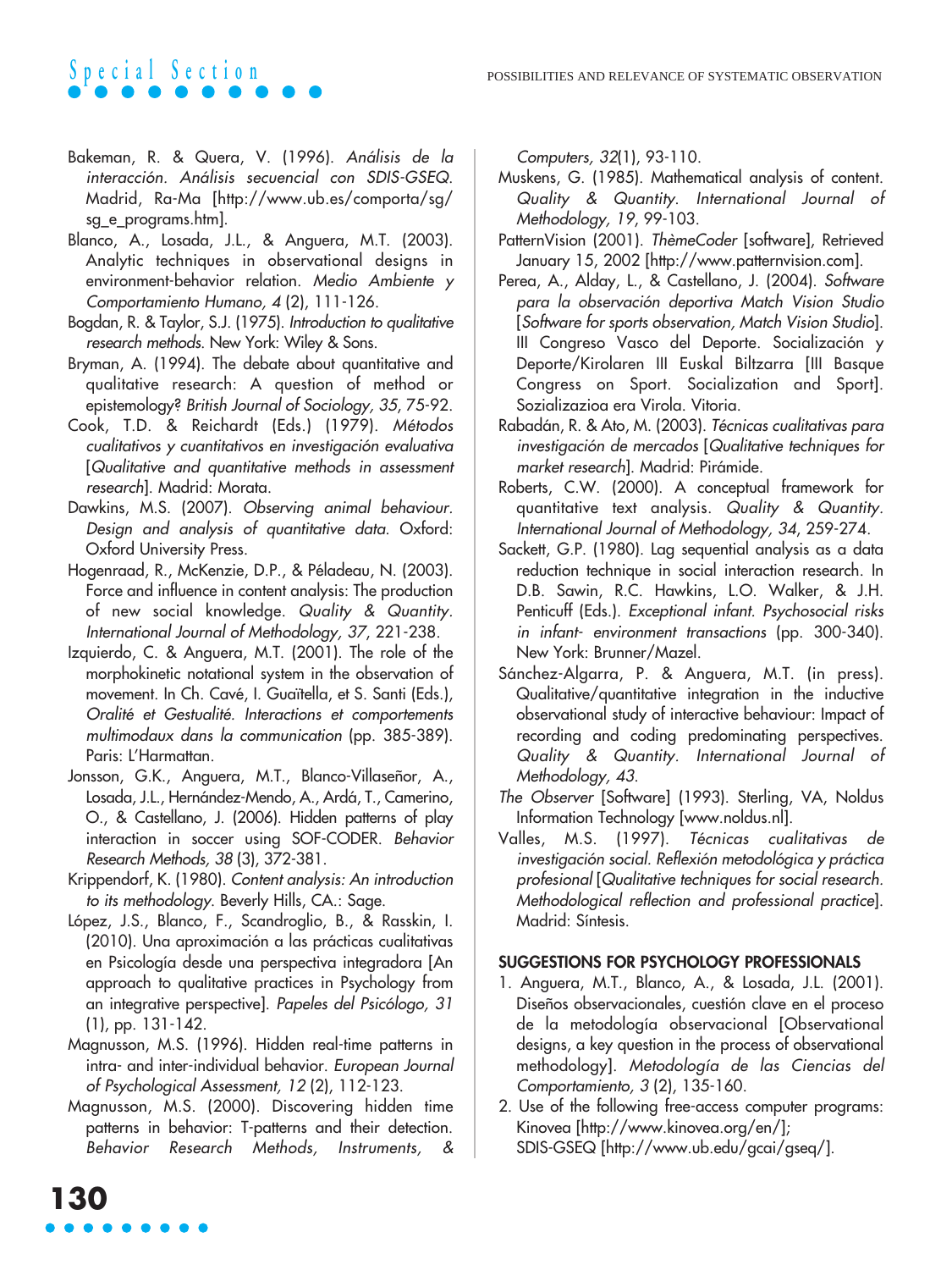Bakeman, R. & Quera, V. (1996). *Análisis de la interacción. Análisis secuencial con SDIS-GSEQ.* Madrid, Ra-Ma [http://www.ub.es/comporta/sg/sg_e_programs.htm].

Blanco, A., Losada, J.L., & Anguera, M.T. (2003). Analytic techniques in observational designs in environment-behavior relation. *Medio Ambiente y Comportamiento Humano, 4* (2), 111-126.

Bogdan, R. & Taylor, S.J. (1975). *Introduction to qualitative research methods.* New York: Wiley & Sons.

Bryman, A. (1994). The debate about quantitative and qualitative research: A question of method or epistemology? *British Journal of Sociology, 35*, 75-92.

Cook, T.D. & Reichardt (Eds.) (1979). *Métodos cualitativos y cuantitativos en investigación evaluativa* [*Qualitative and quantitative methods in assessment research*]. Madrid: Morata.

Dawkins, M.S. (2007). *Observing animal behaviour. Design and analysis of quantitative data.* Oxford: Oxford University Press.

Hogenraad, R., McKenzie, D.P., & Péladeau, N. (2003). Force and influence in content analysis: The production of new social knowledge. *Quality & Quantity. International Journal of Methodology, 37*, 221-238.

Izquierdo, C. & Anguera, M.T. (2001). The role of the morphokinetic notational system in the observation of movement. In Ch. Cavé, I. Guaïtella, et S. Santi (Eds.), *Oralité et Gestualité. Interactions et comportements multimodaux dans la communication* (pp. 385-389). Paris: L'Harmattan.

Jonsson, G.K., Anguera, M.T., Blanco-Villaseñor, A., Losada, J.L., Hernández-Mendo, A., Ardá, T., Camerino, O., & Castellano, J. (2006). Hidden patterns of play interaction in soccer using SOF-CODER. *Behavior Research Methods, 38* (3), 372-381.

Krippendorf, K. (1980). *Content analysis: An introduction to its methodology.* Beverly Hills, CA.: Sage.

López, J.S., Blanco, F., Scandroglio, B., & Rasskin, I. (2010). Una aproximación a las prácticas cualitativas en Psicología desde una perspectiva integradora [An approach to qualitative practices in Psychology from an integrative perspective]. *Papeles del Psicólogo, 31* (1), pp. 131-142.

Magnusson, M.S. (1996). Hidden real-time patterns in intra- and inter-individual behavior. *European Journal of Psychological Assessment, 12* (2), 112-123.

Magnusson, M.S. (2000). Discovering hidden time patterns in behavior: T-patterns and their detection. *Behavior Research Methods, Instruments, & Computers, 32*(1), 93-110.

Muskens, G. (1985). Mathematical analysis of content. *Quality & Quantity. International Journal of Methodology, 19*, 99-103.

PatternVision (2001). *ThèmeCoder* [software], Retrieved January 15, 2002 [http://www.patternvision.com].

Perea, A., Alday, L., & Castellano, J. (2004). *Software para la observación deportiva Match Vision Studio* [*Software for sports observation, Match Vision Studio*]. III Congreso Vasco del Deporte. Socialización y Deporte/Kirolaren III Euskal Biltzarra [III Basque Congress on Sport. Socialization and Sport]. Sozializazioa era Virola. Vitoria.

Rabadán, R. & Ato, M. (2003). *Técnicas cualitativas para investigación de mercados* [*Qualitative techniques for market research*]. Madrid: Pirámide.

Roberts, C.W. (2000). A conceptual framework for quantitative text analysis. *Quality & Quantity. International Journal of Methodology, 34*, 259-274.

Sackett, G.P. (1980). Lag sequential analysis as a data reduction technique in social interaction research. In D.B. Sawin, R.C. Hawkins, L.O. Walker, & J.H. Penticuff (Eds.). *Exceptional infant. Psychosocial risks in infant- environment transactions* (pp. 300-340). New York: Brunner/Mazel.

Sánchez-Algarra, P. & Anguera, M.T. (in press). Qualitative/quantitative integration in the inductive observational study of interactive behaviour: Impact of recording and coding predominating perspectives. *Quality & Quantity. International Journal of Methodology, 43.*

*The Observer* [Software] (1993). Sterling, VA, Noldus Information Technology [www.noldus.nl].

Valles, M.S. (1997). *Técnicas cualitativas de investigación social. Reflexión metodológica y práctica profesional* [*Qualitative techniques for social research. Methodological reflection and professional practice*]. Madrid: Síntesis.

**SUGGESTIONS FOR PSYCHOLOGY PROFESSIONALS**

1. Anguera, M.T., Blanco, A., & Losada, J.L. (2001). Diseños observacionales, cuestión clave en el proceso de la metodología observacional [Observational designs, a key question in the process of observational methodology]. *Metodología de las Ciencias del Comportamiento, 3* (2), 135-160.
2. Use of the following free-access computer programs: Kinovea [http://www.kinovea.org/en/]; SDIS-GSEQ [http://www.ub.edu/gcai/gseq/].